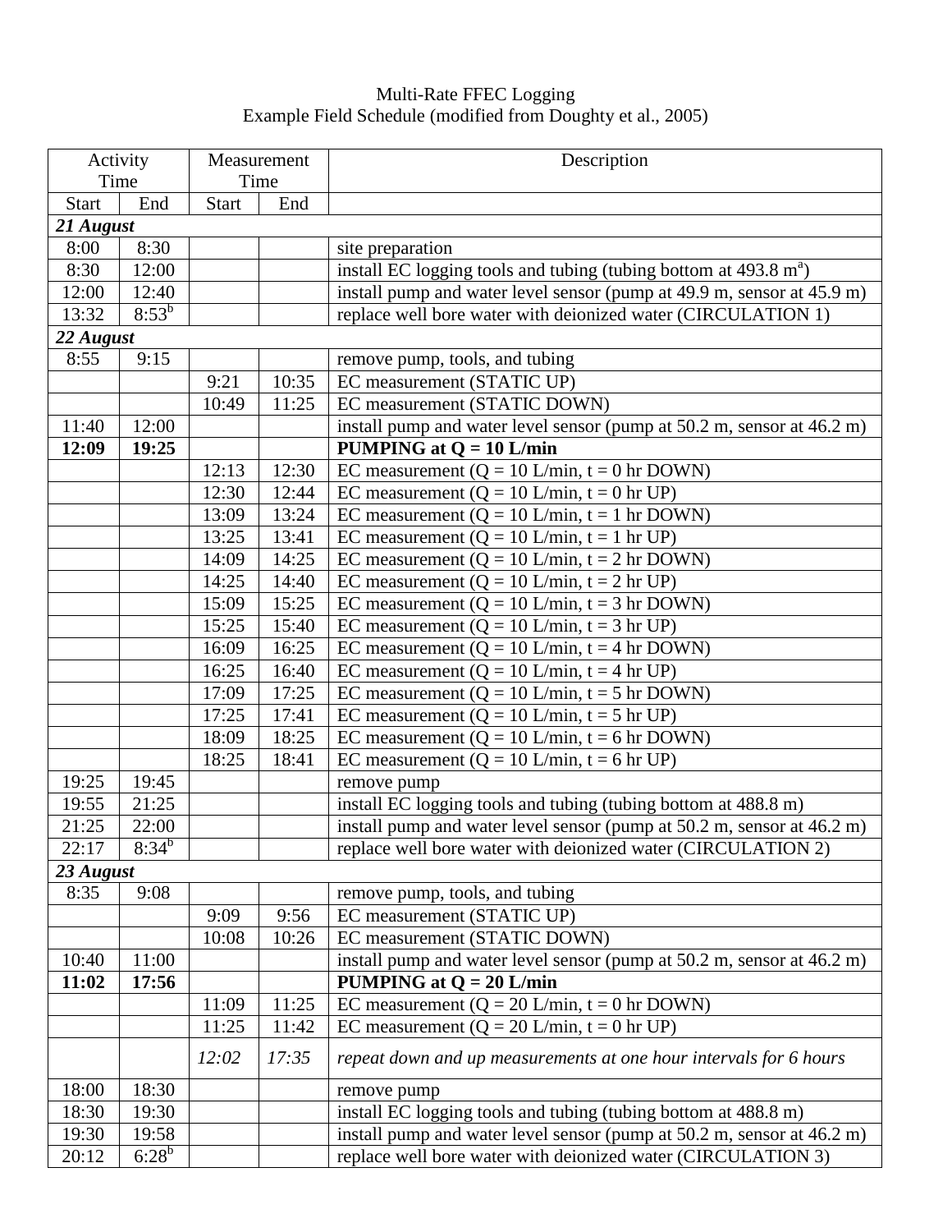Multi-Rate FFEC Logging
Example Field Schedule (modified from Doughty et al., 2005)

| Activity Time | | Measurement Time | | Description |
|---|---|---|---|---|
| Start | End | Start | End | |
| ***21 August*** | | | | |
| 8:00 | 8:30 | | | site preparation |
| 8:30 | 12:00 | | | install EC logging tools and tubing (tubing bottom at 493.8 m[a]) |
| 12:00 | 12:40 | | | install pump and water level sensor (pump at 49.9 m, sensor at 45.9 m) |
| 13:32 | 8:53[b] | | | replace well bore water with deionized water (CIRCULATION 1) |
| ***22 August*** | | | | |
| 8:55 | 9:15 | | | remove pump, tools, and tubing |
| | | 9:21 | 10:35 | EC measurement (STATIC UP) |
| | | 10:49 | 11:25 | EC measurement (STATIC DOWN) |
| 11:40 | 12:00 | | | install pump and water level sensor (pump at 50.2 m, sensor at 46.2 m) |
| **12:09** | **19:25** | | | **PUMPING at Q = 10 L/min** |
| | | 12:13 | 12:30 | EC measurement (Q = 10 L/min, t = 0 hr DOWN) |
| | | 12:30 | 12:44 | EC measurement (Q = 10 L/min, t = 0 hr UP) |
| | | 13:09 | 13:24 | EC measurement (Q = 10 L/min, t = 1 hr DOWN) |
| | | 13:25 | 13:41 | EC measurement (Q = 10 L/min, t = 1 hr UP) |
| | | 14:09 | 14:25 | EC measurement (Q = 10 L/min, t = 2 hr DOWN) |
| | | 14:25 | 14:40 | EC measurement (Q = 10 L/min, t = 2 hr UP) |
| | | 15:09 | 15:25 | EC measurement (Q = 10 L/min, t = 3 hr DOWN) |
| | | 15:25 | 15:40 | EC measurement (Q = 10 L/min, t = 3 hr UP) |
| | | 16:09 | 16:25 | EC measurement (Q = 10 L/min, t = 4 hr DOWN) |
| | | 16:25 | 16:40 | EC measurement (Q = 10 L/min, t = 4 hr UP) |
| | | 17:09 | 17:25 | EC measurement (Q = 10 L/min, t = 5 hr DOWN) |
| | | 17:25 | 17:41 | EC measurement (Q = 10 L/min, t = 5 hr UP) |
| | | 18:09 | 18:25 | EC measurement (Q = 10 L/min, t = 6 hr DOWN) |
| | | 18:25 | 18:41 | EC measurement (Q = 10 L/min, t = 6 hr UP) |
| 19:25 | 19:45 | | | remove pump |
| 19:55 | 21:25 | | | install EC logging tools and tubing (tubing bottom at 488.8 m) |
| 21:25 | 22:00 | | | install pump and water level sensor (pump at 50.2 m, sensor at 46.2 m) |
| 22:17 | 8:34[b] | | | replace well bore water with deionized water (CIRCULATION 2) |
| ***23 August*** | | | | |
| 8:35 | 9:08 | | | remove pump, tools, and tubing |
| | | 9:09 | 9:56 | EC measurement (STATIC UP) |
| | | 10:08 | 10:26 | EC measurement (STATIC DOWN) |
| 10:40 | 11:00 | | | install pump and water level sensor (pump at 50.2 m, sensor at 46.2 m) |
| **11:02** | **17:56** | | | **PUMPING at Q = 20 L/min** |
| | | 11:09 | 11:25 | EC measurement (Q = 20 L/min, t = 0 hr DOWN) |
| | | 11:25 | 11:42 | EC measurement (Q = 20 L/min, t = 0 hr UP) |
| | | *12:02* | *17:35* | *repeat down and up measurements at one hour intervals for 6 hours* |
| 18:00 | 18:30 | | | remove pump |
| 18:30 | 19:30 | | | install EC logging tools and tubing (tubing bottom at 488.8 m) |
| 19:30 | 19:58 | | | install pump and water level sensor (pump at 50.2 m, sensor at 46.2 m) |
| 20:12 | 6:28[b] | | | replace well bore water with deionized water (CIRCULATION 3) |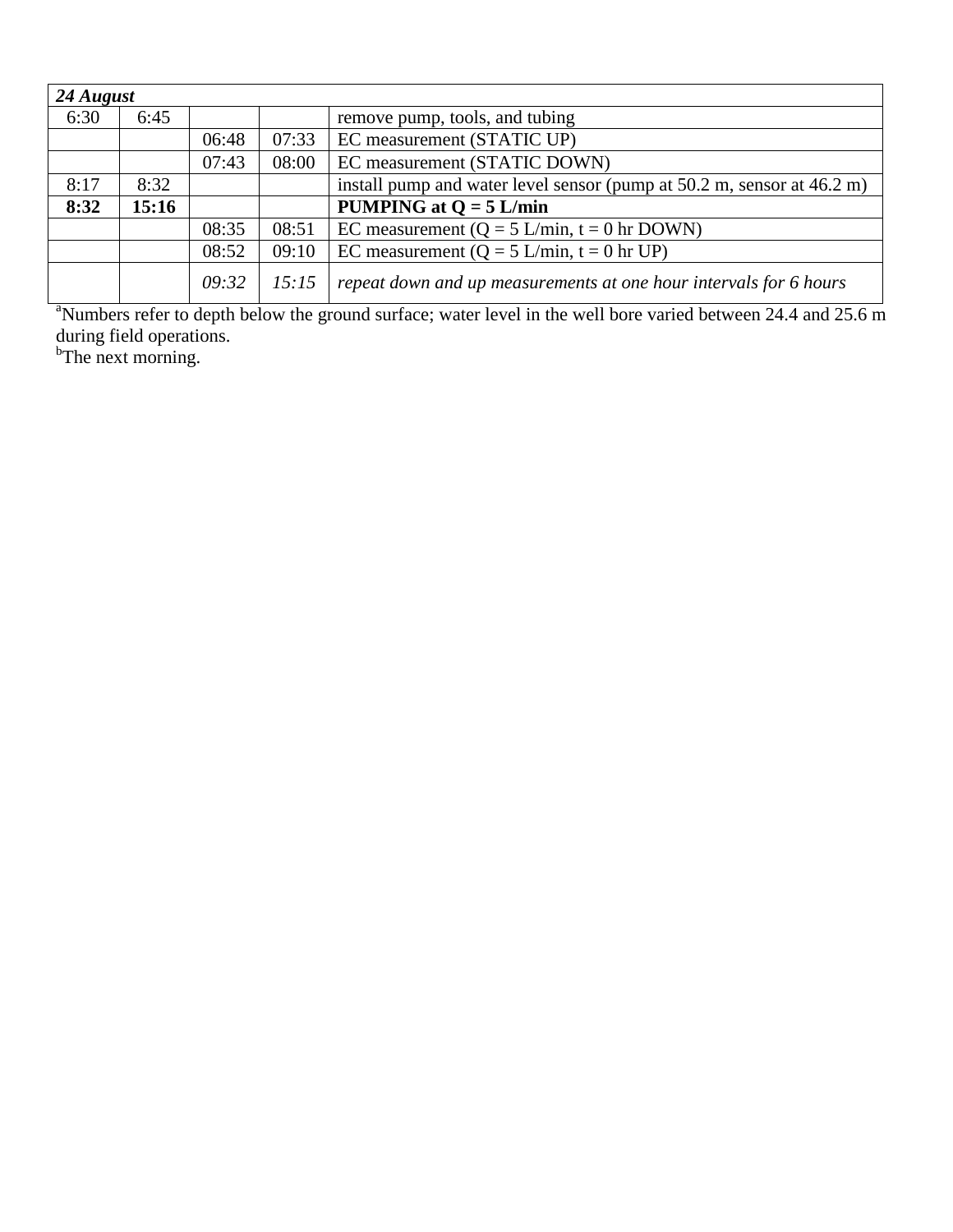| | | | | |
|---|---|---|---|---|
| ***24 August*** | | | | |
| 6:30 | 6:45 | | | remove pump, tools, and tubing |
| | | 06:48 | 07:33 | EC measurement (STATIC UP) |
| | | 07:43 | 08:00 | EC measurement (STATIC DOWN) |
| 8:17 | 8:32 | | | install pump and water level sensor (pump at 50.2 m, sensor at 46.2 m) |
| **8:32** | **15:16** | | | **PUMPING at Q = 5 L/min** |
| | | 08:35 | 08:51 | EC measurement (Q = 5 L/min, t = 0 hr DOWN) |
| | | 08:52 | 09:10 | EC measurement (Q = 5 L/min, t = 0 hr UP) |
| | | *09:32* | *15:15* | *repeat down and up measurements at one hour intervals for 6 hours* |

[a]Numbers refer to depth below the ground surface; water level in the well bore varied between 24.4 and 25.6 m during field operations.
[b]The next morning.